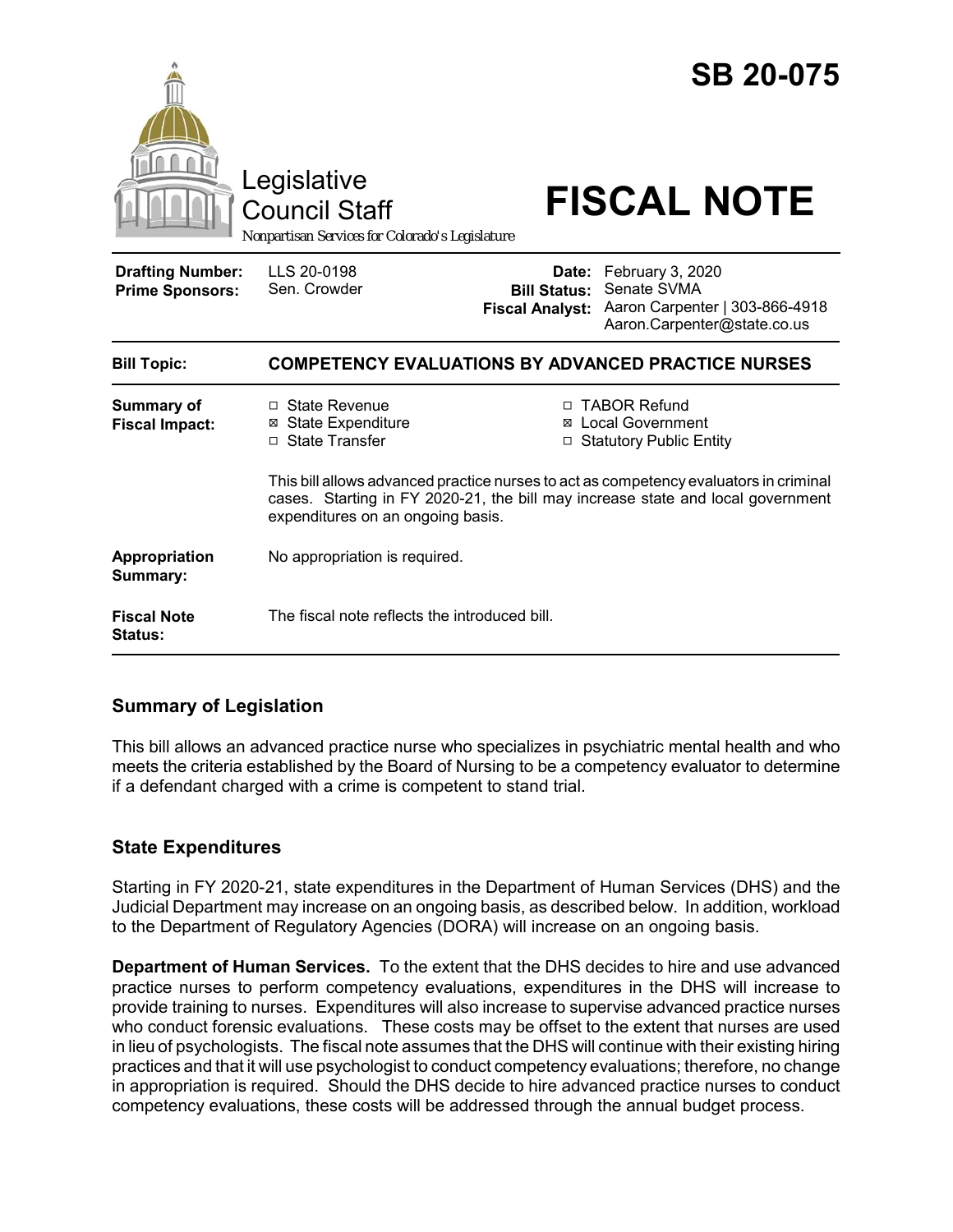# SB 20-075

Legislative Council Staff

*Nonpartisan Services for Colorado's Legislature*

# FISCAL NOTE

| | | | |
|---|---|---|---|
| **Drafting Number:** | LLS 20-0198 | **Date:** | February 3, 2020 |
| **Prime Sponsors:** | Sen. Crowder | **Bill Status:** | Senate SVMA |
| | | **Fiscal Analyst:** | Aaron Carpenter \| 303-866-4918<br>Aaron.Carpenter@state.co.us |

| | |
|---|---|
| **Bill Topic:** | **COMPETENCY EVALUATIONS BY ADVANCED PRACTICE NURSES** |
| **Summary of Fiscal Impact:** | ☐ State Revenue<br>☒ State Expenditure<br>☐ State Transfer<br>☐ TABOR Refund<br>☒ Local Government<br>☐ Statutory Public Entity<br><br>This bill allows advanced practice nurses to act as competency evaluators in criminal cases. Starting in FY 2020-21, the bill may increase state and local government expenditures on an ongoing basis. |
| **Appropriation Summary:** | No appropriation is required. |
| **Fiscal Note Status:** | The fiscal note reflects the introduced bill. |

## Summary of Legislation

This bill allows an advanced practice nurse who specializes in psychiatric mental health and who meets the criteria established by the Board of Nursing to be a competency evaluator to determine if a defendant charged with a crime is competent to stand trial.

## State Expenditures

Starting in FY 2020-21, state expenditures in the Department of Human Services (DHS) and the Judicial Department may increase on an ongoing basis, as described below. In addition, workload to the Department of Regulatory Agencies (DORA) will increase on an ongoing basis.

**Department of Human Services.** To the extent that the DHS decides to hire and use advanced practice nurses to perform competency evaluations, expenditures in the DHS will increase to provide training to nurses. Expenditures will also increase to supervise advanced practice nurses who conduct forensic evaluations. These costs may be offset to the extent that nurses are used in lieu of psychologists. The fiscal note assumes that the DHS will continue with their existing hiring practices and that it will use psychologist to conduct competency evaluations; therefore, no change in appropriation is required. Should the DHS decide to hire advanced practice nurses to conduct competency evaluations, these costs will be addressed through the annual budget process.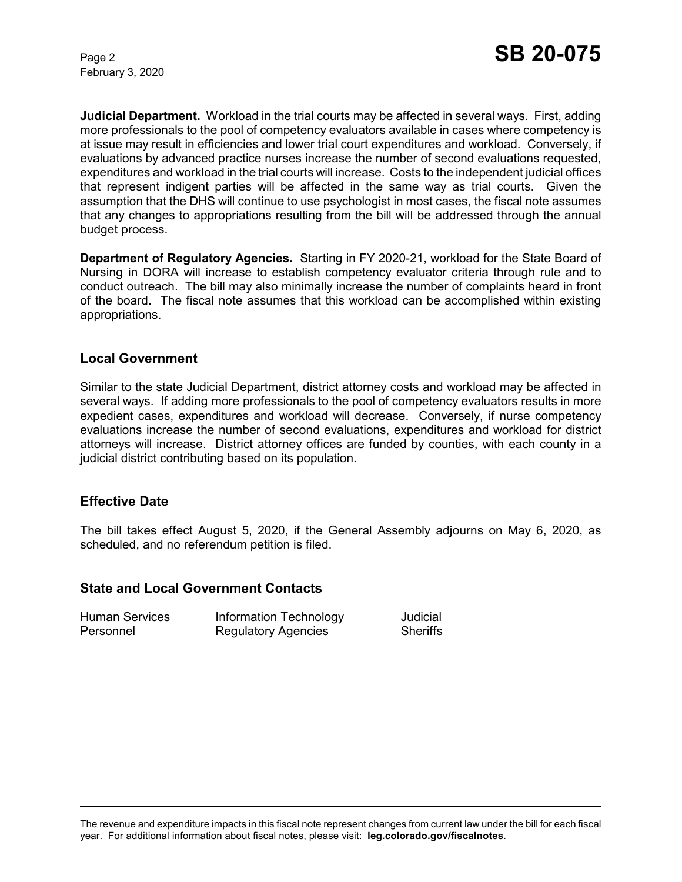**Judicial Department.** Workload in the trial courts may be affected in several ways. First, adding more professionals to the pool of competency evaluators available in cases where competency is at issue may result in efficiencies and lower trial court expenditures and workload. Conversely, if evaluations by advanced practice nurses increase the number of second evaluations requested, expenditures and workload in the trial courts will increase. Costs to the independent judicial offices that represent indigent parties will be affected in the same way as trial courts. Given the assumption that the DHS will continue to use psychologist in most cases, the fiscal note assumes that any changes to appropriations resulting from the bill will be addressed through the annual budget process.

**Department of Regulatory Agencies.** Starting in FY 2020-21, workload for the State Board of Nursing in DORA will increase to establish competency evaluator criteria through rule and to conduct outreach. The bill may also minimally increase the number of complaints heard in front of the board. The fiscal note assumes that this workload can be accomplished within existing appropriations.

## Local Government

Similar to the state Judicial Department, district attorney costs and workload may be affected in several ways. If adding more professionals to the pool of competency evaluators results in more expedient cases, expenditures and workload will decrease. Conversely, if nurse competency evaluations increase the number of second evaluations, expenditures and workload for district attorneys will increase. District attorney offices are funded by counties, with each county in a judicial district contributing based on its population.

## Effective Date

The bill takes effect August 5, 2020, if the General Assembly adjourns on May 6, 2020, as scheduled, and no referendum petition is filed.

## State and Local Government Contacts

| | | |
|---|---|---|
| Human Services | Information Technology | Judicial |
| Personnel | Regulatory Agencies | Sheriffs |

The revenue and expenditure impacts in this fiscal note represent changes from current law under the bill for each fiscal year. For additional information about fiscal notes, please visit: **leg.colorado.gov/fiscalnotes**.